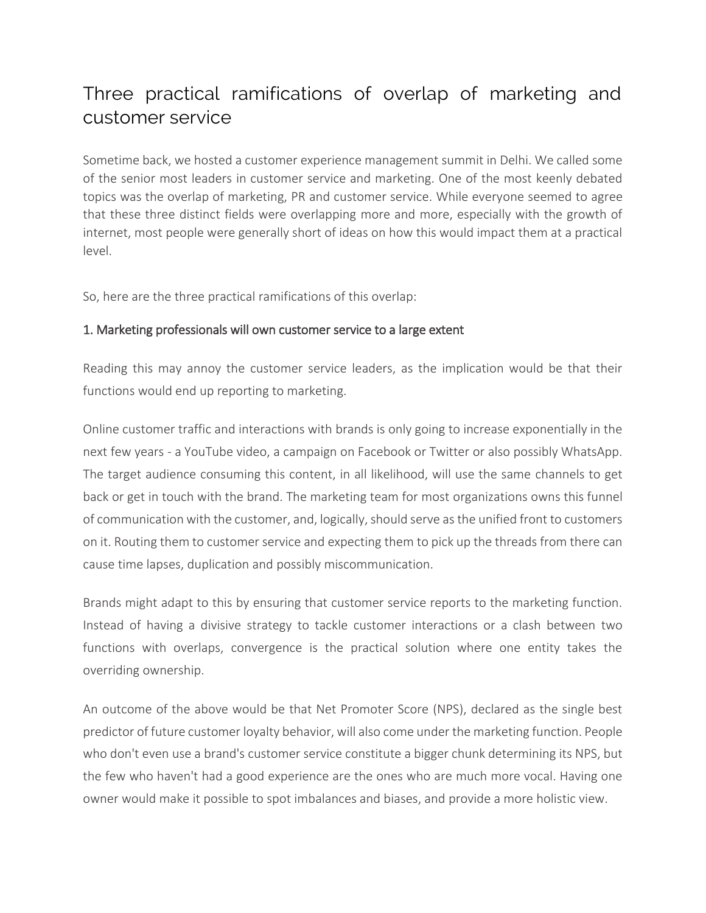# Three practical ramifications of overlap of marketing and customer service

Sometime back, we hosted a customer experience management summit in Delhi. We called some of the senior most leaders in customer service and marketing. One of the most keenly debated topics was the overlap of marketing, PR and customer service. While everyone seemed to agree that these three distinct fields were overlapping more and more, especially with the growth of internet, most people were generally short of ideas on how this would impact them at a practical level.

So, here are the three practical ramifications of this overlap:

## 1. Marketing professionals will own customer service to a large extent

Reading this may annoy the customer service leaders, as the implication would be that their functions would end up reporting to marketing.

Online customer traffic and interactions with brands is only going to increase exponentially in the next few years - a YouTube video, a campaign on Facebook or Twitter or also possibly WhatsApp. The target audience consuming this content, in all likelihood, will use the same channels to get back or get in touch with the brand. The marketing team for most organizations owns this funnel of communication with the customer, and, logically, should serve as the unified front to customers on it. Routing them to customer service and expecting them to pick up the threads from there can cause time lapses, duplication and possibly miscommunication.

Brands might adapt to this by ensuring that customer service reports to the marketing function. Instead of having a divisive strategy to tackle customer interactions or a clash between two functions with overlaps, convergence is the practical solution where one entity takes the overriding ownership.

An outcome of the above would be that Net Promoter Score (NPS), declared as the single best predictor of future customer loyalty behavior, will also come under the marketing function. People who don't even use a brand's customer service constitute a bigger chunk determining its NPS, but the few who haven't had a good experience are the ones who are much more vocal. Having one owner would make it possible to spot imbalances and biases, and provide a more holistic view.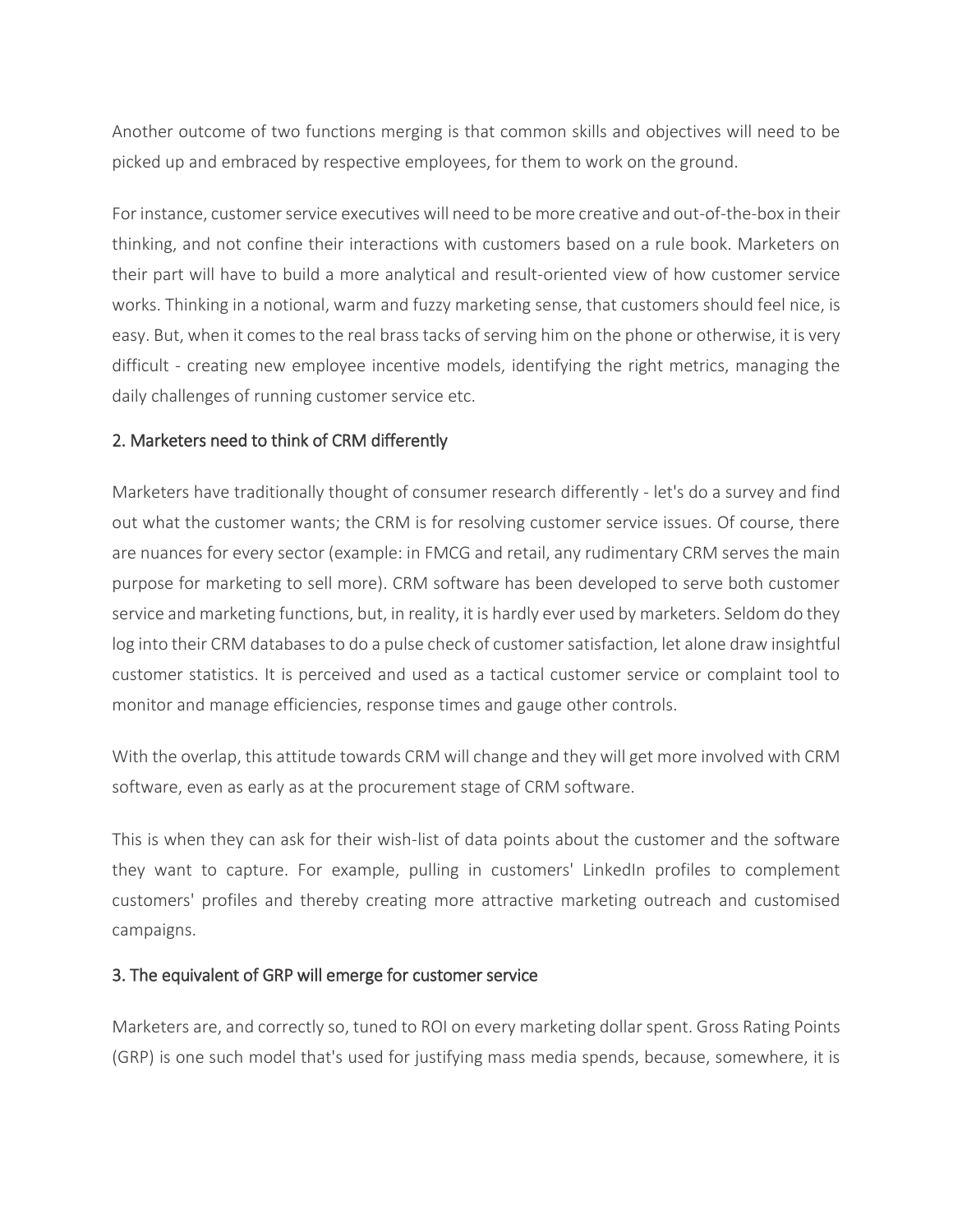Another outcome of two functions merging is that common skills and objectives will need to be picked up and embraced by respective employees, for them to work on the ground.

For instance, customer service executives will need to be more creative and out-of-the-box in their thinking, and not confine their interactions with customers based on a rule book. Marketers on their part will have to build a more analytical and result-oriented view of how customer service works. Thinking in a notional, warm and fuzzy marketing sense, that customers should feel nice, is easy. But, when it comes to the real brass tacks of serving him on the phone or otherwise, it is very difficult - creating new employee incentive models, identifying the right metrics, managing the daily challenges of running customer service etc.

## 2. Marketers need to think of CRM differently

Marketers have traditionally thought of consumer research differently - let's do a survey and find out what the customer wants; the CRM is for resolving customer service issues. Of course, there are nuances for every sector (example: in FMCG and retail, any rudimentary CRM serves the main purpose for marketing to sell more). CRM software has been developed to serve both customer service and marketing functions, but, in reality, it is hardly ever used by marketers. Seldom do they log into their CRM databases to do a pulse check of customer satisfaction, let alone draw insightful customer statistics. It is perceived and used as a tactical customer service or complaint tool to monitor and manage efficiencies, response times and gauge other controls.

With the overlap, this attitude towards CRM will change and they will get more involved with CRM software, even as early as at the procurement stage of CRM software.

This is when they can ask for their wish-list of data points about the customer and the software they want to capture. For example, pulling in customers' LinkedIn profiles to complement customers' profiles and thereby creating more attractive marketing outreach and customised campaigns.

## 3. The equivalent of GRP will emerge for customer service

Marketers are, and correctly so, tuned to ROI on every marketing dollar spent. Gross Rating Points (GRP) is one such model that's used for justifying mass media spends, because, somewhere, it is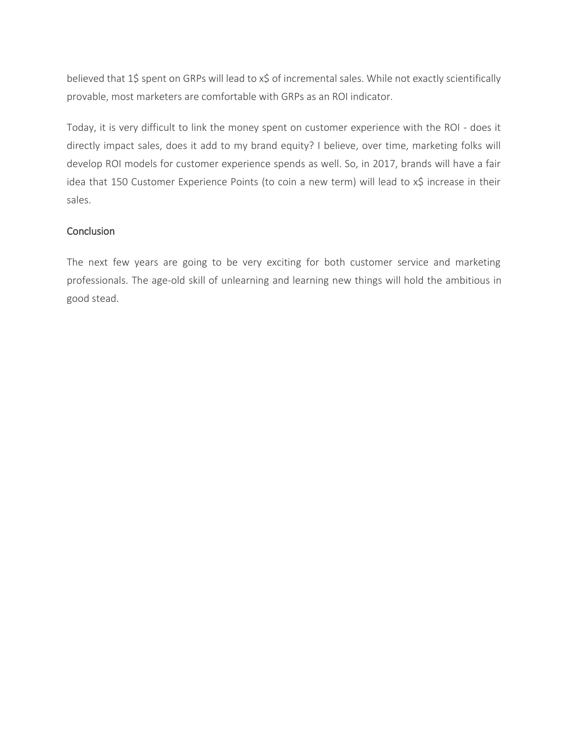believed that 1$ spent on GRPs will lead to x$ of incremental sales. While not exactly scientifically provable, most marketers are comfortable with GRPs as an ROI indicator.

Today, it is very difficult to link the money spent on customer experience with the ROI - does it directly impact sales, does it add to my brand equity? I believe, over time, marketing folks will develop ROI models for customer experience spends as well. So, in 2017, brands will have a fair idea that 150 Customer Experience Points (to coin a new term) will lead to x$ increase in their sales.

## Conclusion

The next few years are going to be very exciting for both customer service and marketing professionals. The age-old skill of unlearning and learning new things will hold the ambitious in good stead.